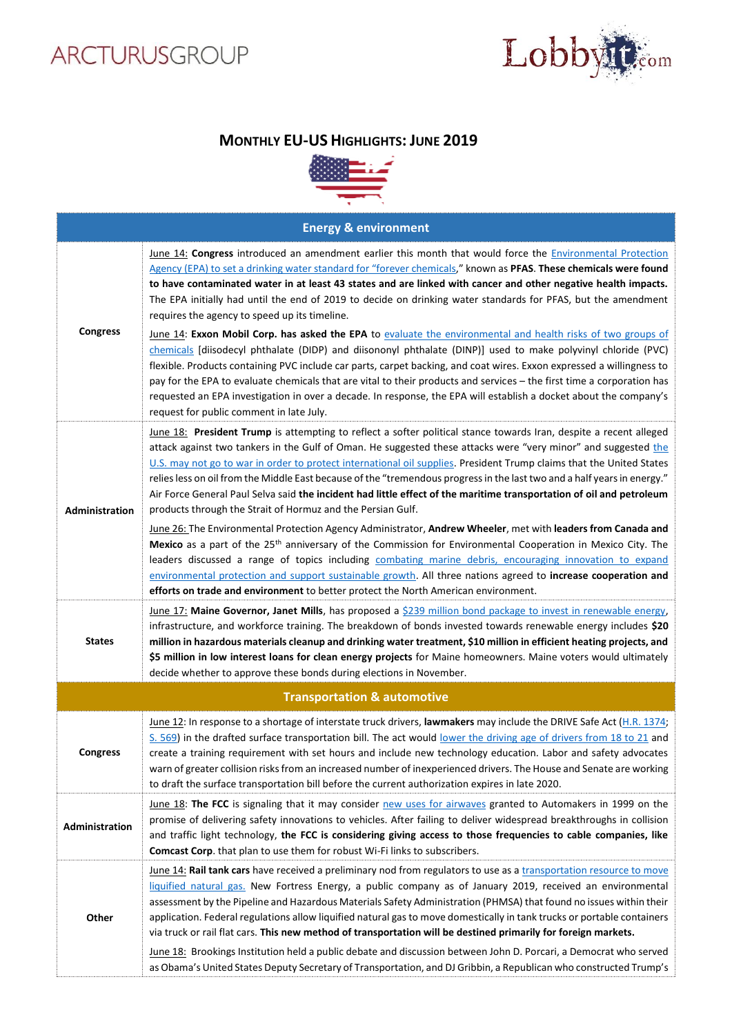ARCTURUSGROUP

Lobbyit.com

# MONTHLY EU-US HIGHLIGHTS: JUNE 2019

| Energy & environment | |
|---|---|
| **Congress** | June 14: **Congress** introduced an amendment earlier this month that would force the Environmental Protection Agency (EPA) to set a drinking water standard for "forever chemicals," known as **PFAS**. **These chemicals were found to have contaminated water in at least 43 states and are linked with cancer and other negative health impacts.** The EPA initially had until the end of 2019 to decide on drinking water standards for PFAS, but the amendment requires the agency to speed up its timeline.<br><br>June 14: **Exxon Mobil Corp. has asked the EPA** to evaluate the environmental and health risks of two groups of chemicals [diisodecyl phthalate (DIDP) and diisononyl phthalate (DINP)] used to make polyvinyl chloride (PVC) flexible. Products containing PVC include car parts, carpet backing, and coat wires. Exxon expressed a willingness to pay for the EPA to evaluate chemicals that are vital to their products and services – the first time a corporation has requested an EPA investigation in over a decade. In response, the EPA will establish a docket about the company's request for public comment in late July. |
| **Administration** | June 18: **President Trump** is attempting to reflect a softer political stance towards Iran, despite a recent alleged attack against two tankers in the Gulf of Oman. He suggested these attacks were "very minor" and suggested the U.S. may not go to war in order to protect international oil supplies. President Trump claims that the United States relies less on oil from the Middle East because of the "tremendous progress in the last two and a half years in energy." Air Force General Paul Selva said **the incident had little effect of the maritime transportation of oil and petroleum** products through the Strait of Hormuz and the Persian Gulf.<br><br>June 26: The Environmental Protection Agency Administrator, **Andrew Wheeler**, met with **leaders from Canada and Mexico** as a part of the 25th anniversary of the Commission for Environmental Cooperation in Mexico City. The leaders discussed a range of topics including combating marine debris, encouraging innovation to expand environmental protection and support sustainable growth. All three nations agreed to **increase cooperation and efforts on trade and environment** to better protect the North American environment. |
| **States** | June 17: **Maine Governor, Janet Mills**, has proposed a $239 million bond package to invest in renewable energy, infrastructure, and workforce training. The breakdown of bonds invested towards renewable energy includes **$20 million in hazardous materials cleanup and drinking water treatment, $10 million in efficient heating projects, and $5 million in low interest loans for clean energy projects** for Maine homeowners. Maine voters would ultimately decide whether to approve these bonds during elections in November. |
| **Transportation & automotive** | |
| **Congress** | June 12: In response to a shortage of interstate truck drivers, **lawmakers** may include the DRIVE Safe Act (H.R. 1374; S. 569) in the drafted surface transportation bill. The act would lower the driving age of drivers from 18 to 21 and create a training requirement with set hours and include new technology education. Labor and safety advocates warn of greater collision risks from an increased number of inexperienced drivers. The House and Senate are working to draft the surface transportation bill before the current authorization expires in late 2020. |
| **Administration** | June 18: **The FCC** is signaling that it may consider new uses for airwaves granted to Automakers in 1999 on the promise of delivering safety innovations to vehicles. After failing to deliver widespread breakthroughs in collision and traffic light technology, **the FCC is considering giving access to those frequencies to cable companies, like Comcast Corp**. that plan to use them for robust Wi-Fi links to subscribers. |
| **Other** | June 14: **Rail tank cars** have received a preliminary nod from regulators to use as a transportation resource to move liquified natural gas. New Fortress Energy, a public company as of January 2019, received an environmental assessment by the Pipeline and Hazardous Materials Safety Administration (PHMSA) that found no issues within their application. Federal regulations allow liquified natural gas to move domestically in tank trucks or portable containers via truck or rail flat cars. **This new method of transportation will be destined primarily for foreign markets.**<br><br>June 18: Brookings Institution held a public debate and discussion between John D. Porcari, a Democrat who served as Obama's United States Deputy Secretary of Transportation, and DJ Gribbin, a Republican who constructed Trump's |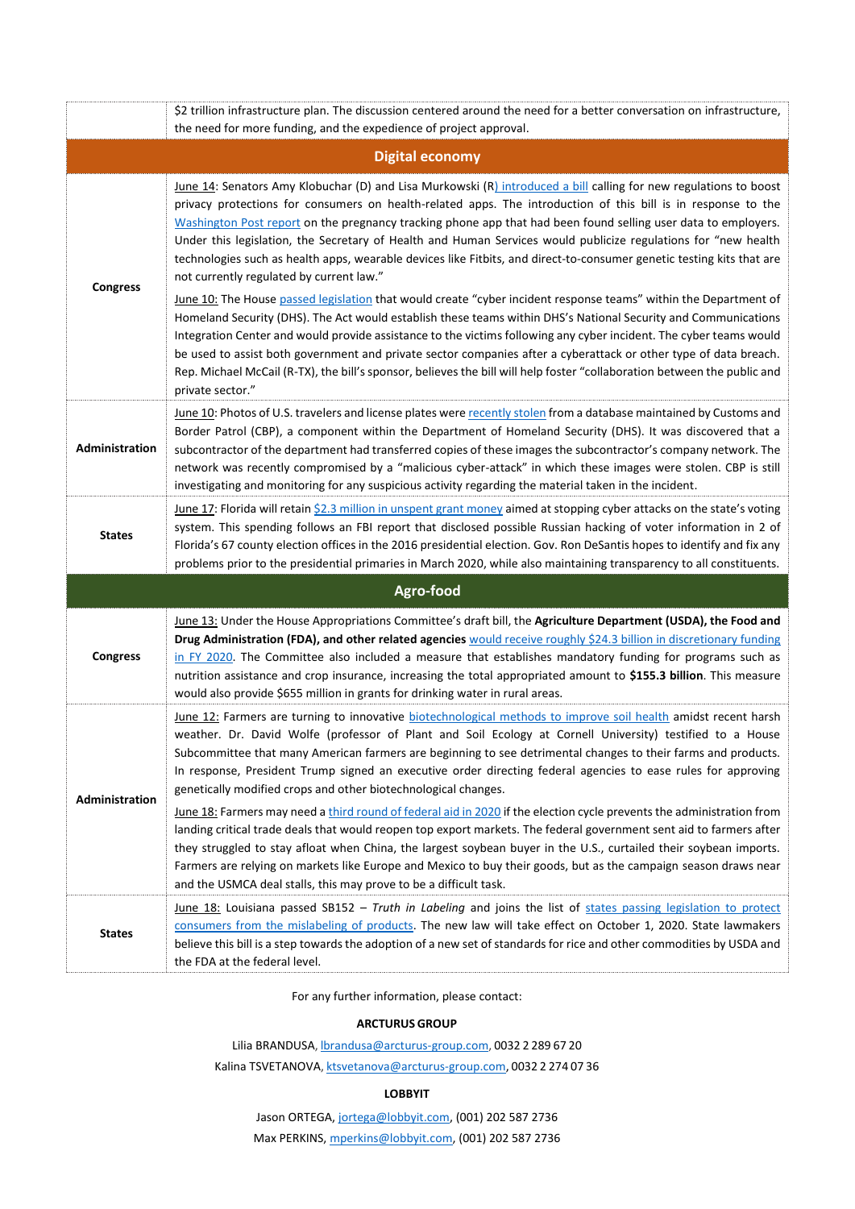| | |
|---|---|
| | $2 trillion infrastructure plan. The discussion centered around the need for a better conversation on infrastructure, the need for more funding, and the expedience of project approval. |
| **Digital economy** | |
| **Congress** | June 14: Senators Amy Klobuchar (D) and Lisa Murkowski (R) introduced a bill calling for new regulations to boost privacy protections for consumers on health-related apps. The introduction of this bill is in response to the Washington Post report on the pregnancy tracking phone app that had been found selling user data to employers. Under this legislation, the Secretary of Health and Human Services would publicize regulations for "new health technologies such as health apps, wearable devices like Fitbits, and direct-to-consumer genetic testing kits that are not currently regulated by current law."<br><br>June 10: The House passed legislation that would create "cyber incident response teams" within the Department of Homeland Security (DHS). The Act would establish these teams within DHS's National Security and Communications Integration Center and would provide assistance to the victims following any cyber incident. The cyber teams would be used to assist both government and private sector companies after a cyberattack or other type of data breach. Rep. Michael McCail (R-TX), the bill's sponsor, believes the bill will help foster "collaboration between the public and private sector." |
| **Administration** | June 10: Photos of U.S. travelers and license plates were recently stolen from a database maintained by Customs and Border Patrol (CBP), a component within the Department of Homeland Security (DHS). It was discovered that a subcontractor of the department had transferred copies of these images the subcontractor's company network. The network was recently compromised by a "malicious cyber-attack" in which these images were stolen. CBP is still investigating and monitoring for any suspicious activity regarding the material taken in the incident. |
| **States** | June 17: Florida will retain $2.3 million in unspent grant money aimed at stopping cyber attacks on the state's voting system. This spending follows an FBI report that disclosed possible Russian hacking of voter information in 2 of Florida's 67 county election offices in the 2016 presidential election. Gov. Ron DeSantis hopes to identify and fix any problems prior to the presidential primaries in March 2020, while also maintaining transparency to all constituents. |
| **Agro-food** | |
| **Congress** | June 13: Under the House Appropriations Committee's draft bill, the **Agriculture Department (USDA), the Food and Drug Administration (FDA), and other related agencies** would receive roughly $24.3 billion in discretionary funding in FY 2020. The Committee also included a measure that establishes mandatory funding for programs such as nutrition assistance and crop insurance, increasing the total appropriated amount to **$155.3 billion**. This measure would also provide $655 million in grants for drinking water in rural areas. |
| **Administration** | June 12: Farmers are turning to innovative biotechnological methods to improve soil health amidst recent harsh weather. Dr. David Wolfe (professor of Plant and Soil Ecology at Cornell University) testified to a House Subcommittee that many American farmers are beginning to see detrimental changes to their farms and products. In response, President Trump signed an executive order directing federal agencies to ease rules for approving genetically modified crops and other biotechnological changes.<br><br>June 18: Farmers may need a third round of federal aid in 2020 if the election cycle prevents the administration from landing critical trade deals that would reopen top export markets. The federal government sent aid to farmers after they struggled to stay afloat when China, the largest soybean buyer in the U.S., curtailed their soybean imports. Farmers are relying on markets like Europe and Mexico to buy their goods, but as the campaign season draws near and the USMCA deal stalls, this may prove to be a difficult task. |
| **States** | June 18: Louisiana passed SB152 – *Truth in Labeling* and joins the list of states passing legislation to protect consumers from the mislabeling of products. The new law will take effect on October 1, 2020. State lawmakers believe this bill is a step towards the adoption of a new set of standards for rice and other commodities by USDA and the FDA at the federal level. |

For any further information, please contact:

**ARCTURUS GROUP**

Lilia BRANDUSA, lbrandusa@arcturus-group.com, 0032 2 289 67 20

Kalina TSVETANOVA, ktsvetanova@arcturus-group.com, 0032 2 274 07 36

**LOBBYIT**

Jason ORTEGA, jortega@lobbyit.com, (001) 202 587 2736

Max PERKINS, mperkins@lobbyit.com, (001) 202 587 2736